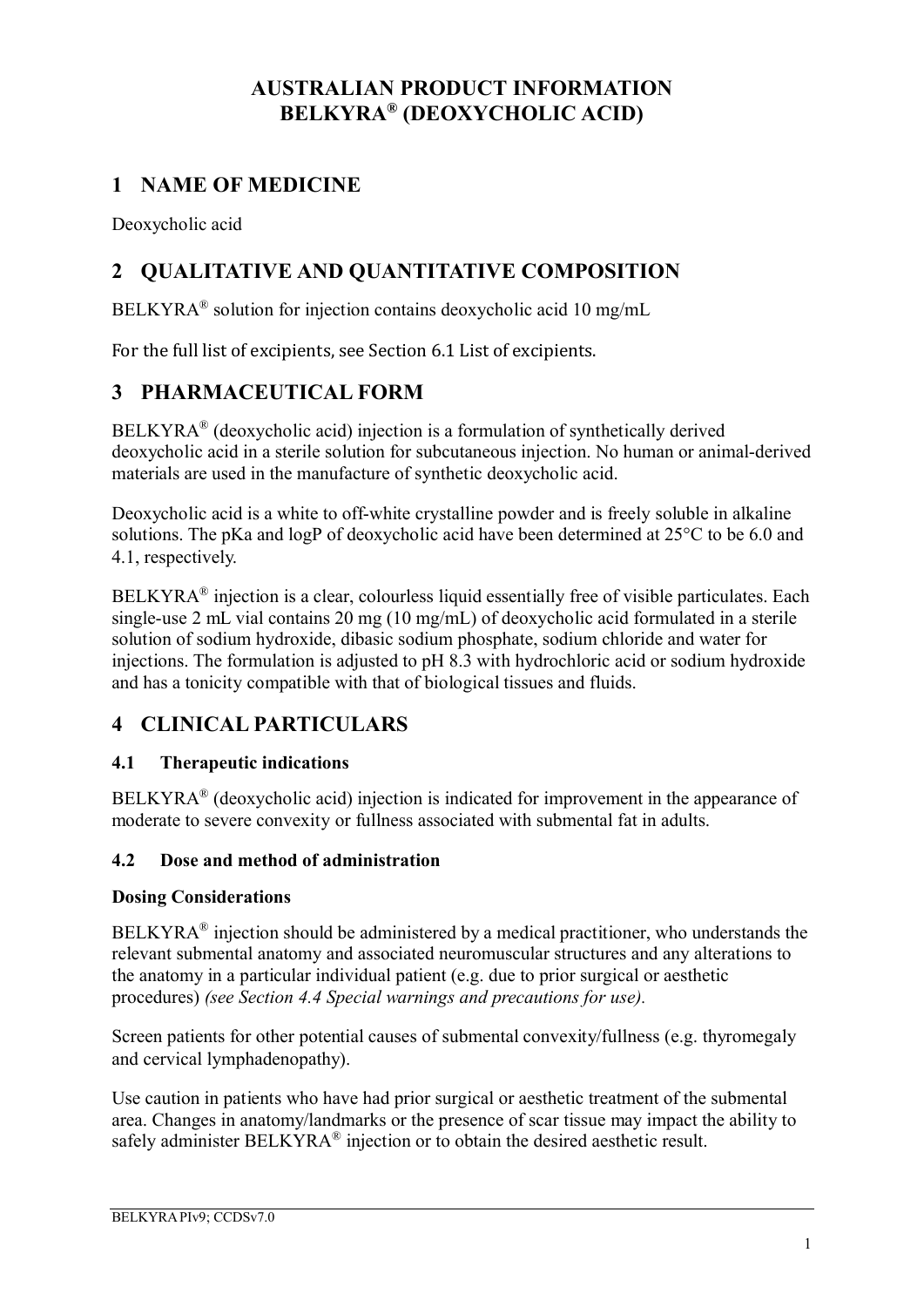# AUSTRALIAN PRODUCT INFORMATION
# BELKYRA® (DEOXYCHOLIC ACID)

## 1 NAME OF MEDICINE

Deoxycholic acid

## 2 QUALITATIVE AND QUANTITATIVE COMPOSITION

BELKYRA® solution for injection contains deoxycholic acid 10 mg/mL

For the full list of excipients, see Section 6.1 List of excipients.

## 3 PHARMACEUTICAL FORM

BELKYRA® (deoxycholic acid) injection is a formulation of synthetically derived deoxycholic acid in a sterile solution for subcutaneous injection. No human or animal-derived materials are used in the manufacture of synthetic deoxycholic acid.

Deoxycholic acid is a white to off-white crystalline powder and is freely soluble in alkaline solutions. The pKa and logP of deoxycholic acid have been determined at 25°C to be 6.0 and 4.1, respectively.

BELKYRA® injection is a clear, colourless liquid essentially free of visible particulates. Each single-use 2 mL vial contains 20 mg (10 mg/mL) of deoxycholic acid formulated in a sterile solution of sodium hydroxide, dibasic sodium phosphate, sodium chloride and water for injections. The formulation is adjusted to pH 8.3 with hydrochloric acid or sodium hydroxide and has a tonicity compatible with that of biological tissues and fluids.

## 4 CLINICAL PARTICULARS

### 4.1 Therapeutic indications

BELKYRA® (deoxycholic acid) injection is indicated for improvement in the appearance of moderate to severe convexity or fullness associated with submental fat in adults.

### 4.2 Dose and method of administration

**Dosing Considerations**

BELKYRA® injection should be administered by a medical practitioner, who understands the relevant submental anatomy and associated neuromuscular structures and any alterations to the anatomy in a particular individual patient (e.g. due to prior surgical or aesthetic procedures) *(see Section 4.4 Special warnings and precautions for use).*

Screen patients for other potential causes of submental convexity/fullness (e.g. thyromegaly and cervical lymphadenopathy).

Use caution in patients who have had prior surgical or aesthetic treatment of the submental area. Changes in anatomy/landmarks or the presence of scar tissue may impact the ability to safely administer BELKYRA® injection or to obtain the desired aesthetic result.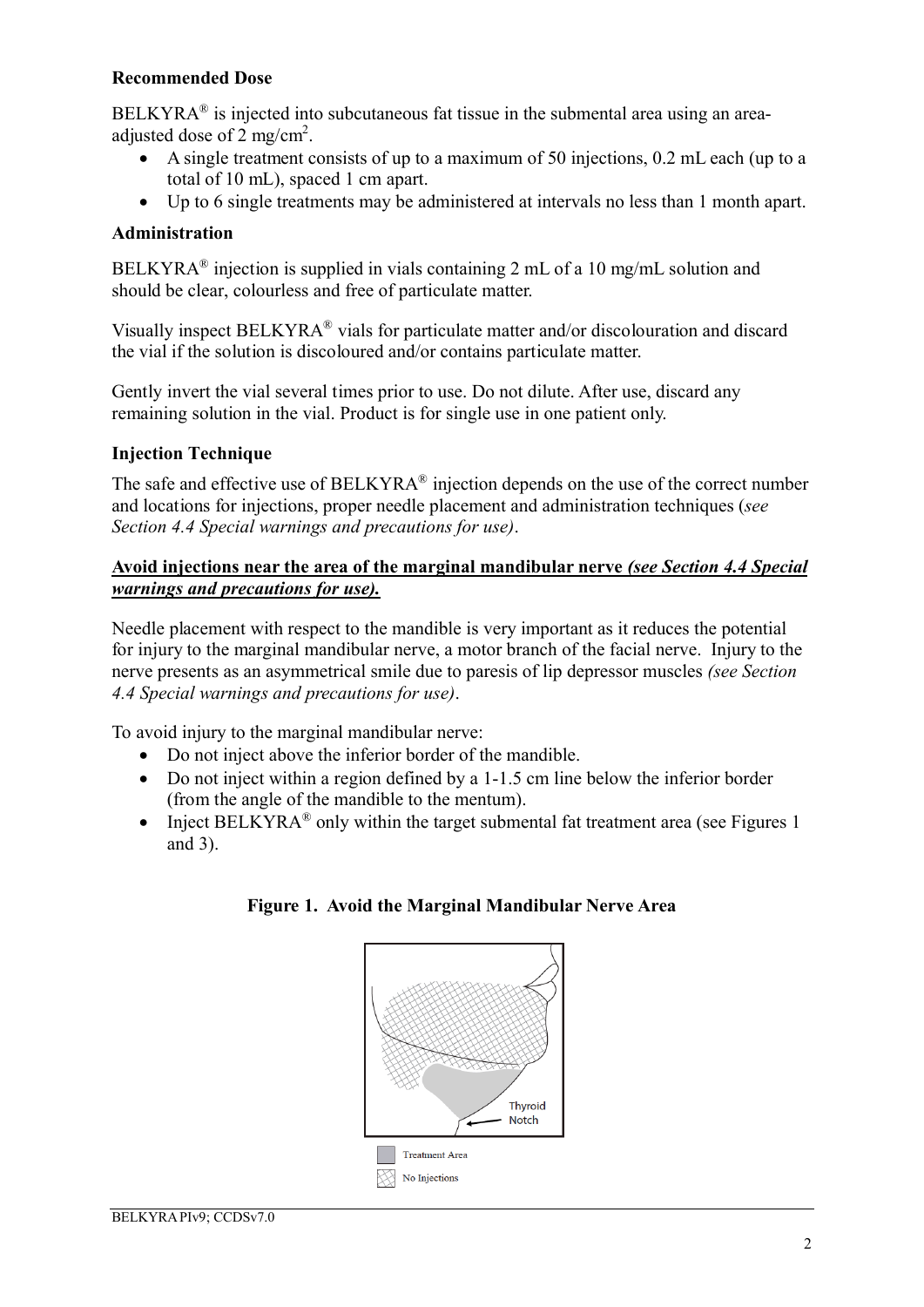**Recommended Dose**

BELKYRA® is injected into subcutaneous fat tissue in the submental area using an area-adjusted dose of 2 mg/cm$^2$.

- A single treatment consists of up to a maximum of 50 injections, 0.2 mL each (up to a total of 10 mL), spaced 1 cm apart.
- Up to 6 single treatments may be administered at intervals no less than 1 month apart.

**Administration**

BELKYRA® injection is supplied in vials containing 2 mL of a 10 mg/mL solution and should be clear, colourless and free of particulate matter.

Visually inspect BELKYRA® vials for particulate matter and/or discolouration and discard the vial if the solution is discoloured and/or contains particulate matter.

Gently invert the vial several times prior to use. Do not dilute. After use, discard any remaining solution in the vial. Product is for single use in one patient only.

**Injection Technique**

The safe and effective use of BELKYRA® injection depends on the use of the correct number and locations for injections, proper needle placement and administration techniques (*see Section 4.4 Special warnings and precautions for use)*.

**Avoid injections near the area of the marginal mandibular nerve *(see Section 4.4 Special warnings and precautions for use).***

Needle placement with respect to the mandible is very important as it reduces the potential for injury to the marginal mandibular nerve, a motor branch of the facial nerve. Injury to the nerve presents as an asymmetrical smile due to paresis of lip depressor muscles *(see Section 4.4 Special warnings and precautions for use)*.

To avoid injury to the marginal mandibular nerve:

- Do not inject above the inferior border of the mandible.
- Do not inject within a region defined by a 1-1.5 cm line below the inferior border (from the angle of the mandible to the mentum).
- Inject BELKYRA® only within the target submental fat treatment area (see Figures 1 and 3).

**Figure 1. Avoid the Marginal Mandibular Nerve Area**

Thyroid Notch

Treatment Area

No Injections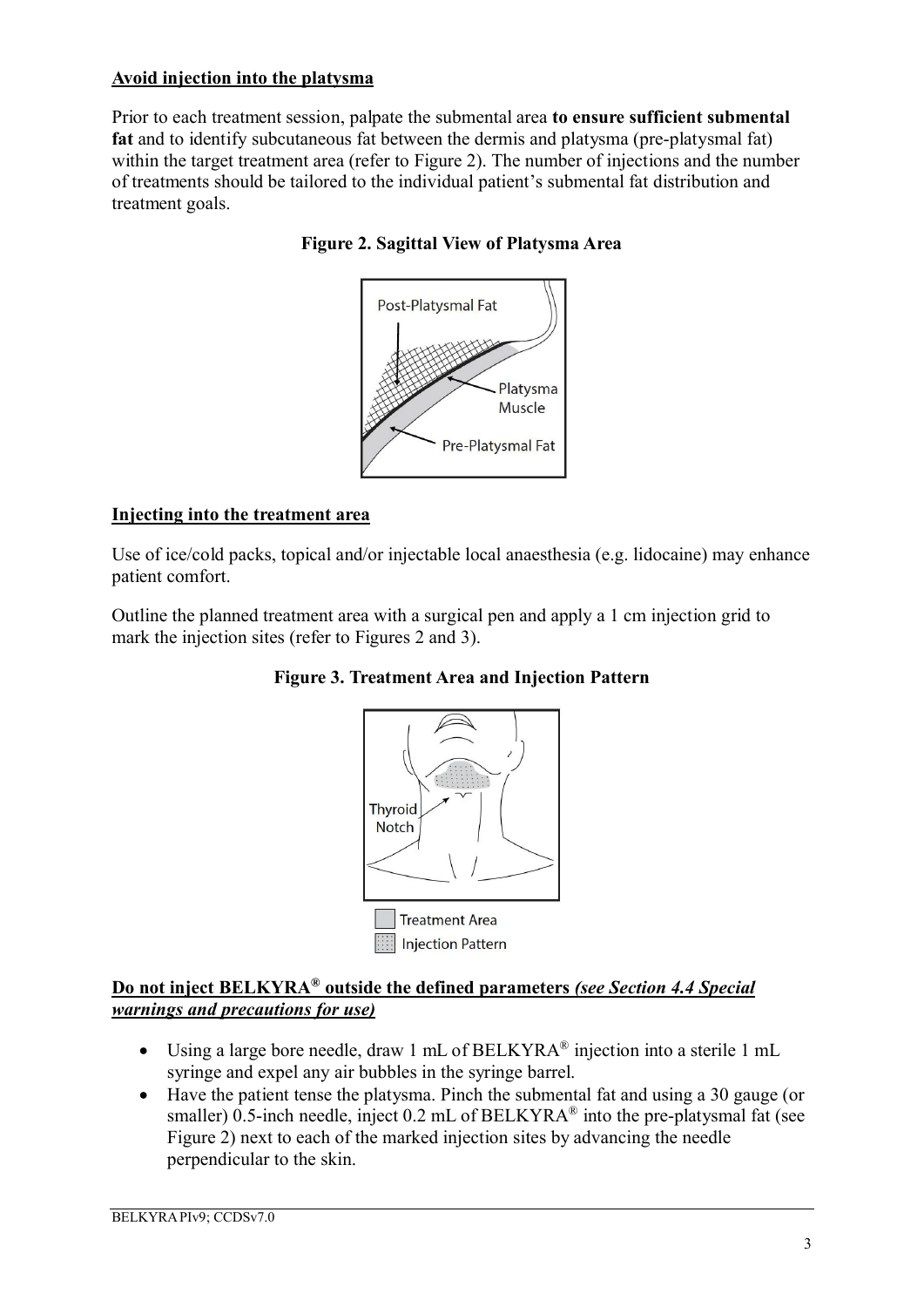**Avoid injection into the platysma**

Prior to each treatment session, palpate the submental area **to ensure sufficient submental fat** and to identify subcutaneous fat between the dermis and platysma (pre-platysmal fat) within the target treatment area (refer to Figure 2). The number of injections and the number of treatments should be tailored to the individual patient's submental fat distribution and treatment goals.

**Figure 2. Sagittal View of Platysma Area**

**Injecting into the treatment area**

Use of ice/cold packs, topical and/or injectable local anaesthesia (e.g. lidocaine) may enhance patient comfort.

Outline the planned treatment area with a surgical pen and apply a 1 cm injection grid to mark the injection sites (refer to Figures 2 and 3).

**Figure 3. Treatment Area and Injection Pattern**

**Do not inject BELKYRA® outside the defined parameters** ***(see Section 4.4 Special warnings and precautions for use)***

- Using a large bore needle, draw 1 mL of BELKYRA® injection into a sterile 1 mL syringe and expel any air bubbles in the syringe barrel.
- Have the patient tense the platysma. Pinch the submental fat and using a 30 gauge (or smaller) 0.5-inch needle, inject 0.2 mL of BELKYRA® into the pre-platysmal fat (see Figure 2) next to each of the marked injection sites by advancing the needle perpendicular to the skin.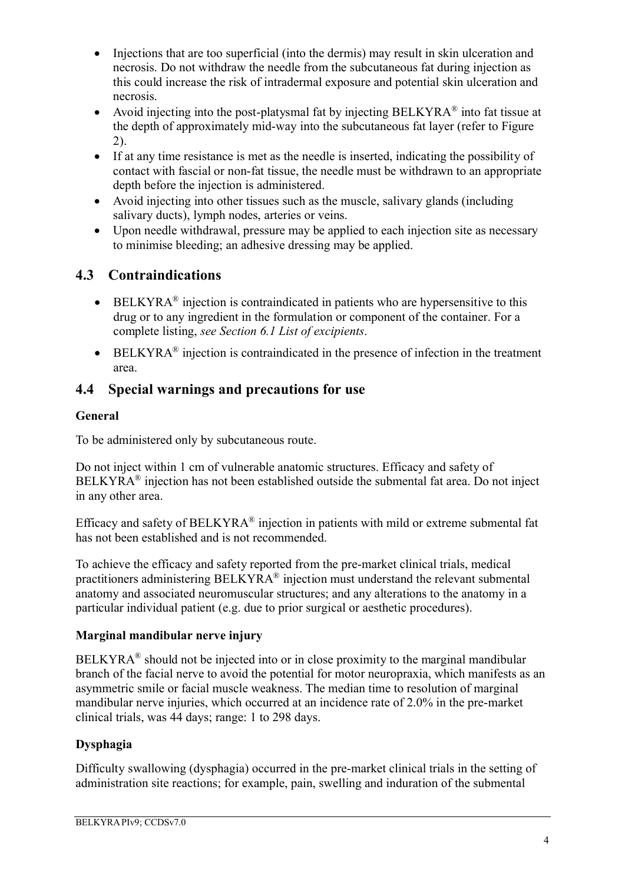- Injections that are too superficial (into the dermis) may result in skin ulceration and necrosis. Do not withdraw the needle from the subcutaneous fat during injection as this could increase the risk of intradermal exposure and potential skin ulceration and necrosis.
- Avoid injecting into the post-platysmal fat by injecting BELKYRA® into fat tissue at the depth of approximately mid-way into the subcutaneous fat layer (refer to Figure 2).
- If at any time resistance is met as the needle is inserted, indicating the possibility of contact with fascial or non-fat tissue, the needle must be withdrawn to an appropriate depth before the injection is administered.
- Avoid injecting into other tissues such as the muscle, salivary glands (including salivary ducts), lymph nodes, arteries or veins.
- Upon needle withdrawal, pressure may be applied to each injection site as necessary to minimise bleeding; an adhesive dressing may be applied.

## 4.3 Contraindications

- BELKYRA® injection is contraindicated in patients who are hypersensitive to this drug or to any ingredient in the formulation or component of the container. For a complete listing, *see Section 6.1 List of excipients*.
- BELKYRA® injection is contraindicated in the presence of infection in the treatment area.

## 4.4 Special warnings and precautions for use

### General

To be administered only by subcutaneous route.

Do not inject within 1 cm of vulnerable anatomic structures. Efficacy and safety of BELKYRA® injection has not been established outside the submental fat area. Do not inject in any other area.

Efficacy and safety of BELKYRA® injection in patients with mild or extreme submental fat has not been established and is not recommended.

To achieve the efficacy and safety reported from the pre-market clinical trials, medical practitioners administering BELKYRA® injection must understand the relevant submental anatomy and associated neuromuscular structures; and any alterations to the anatomy in a particular individual patient (e.g. due to prior surgical or aesthetic procedures).

### Marginal mandibular nerve injury

BELKYRA® should not be injected into or in close proximity to the marginal mandibular branch of the facial nerve to avoid the potential for motor neuropraxia, which manifests as an asymmetric smile or facial muscle weakness. The median time to resolution of marginal mandibular nerve injuries, which occurred at an incidence rate of 2.0% in the pre-market clinical trials, was 44 days; range: 1 to 298 days.

### Dysphagia

Difficulty swallowing (dysphagia) occurred in the pre-market clinical trials in the setting of administration site reactions; for example, pain, swelling and induration of the submental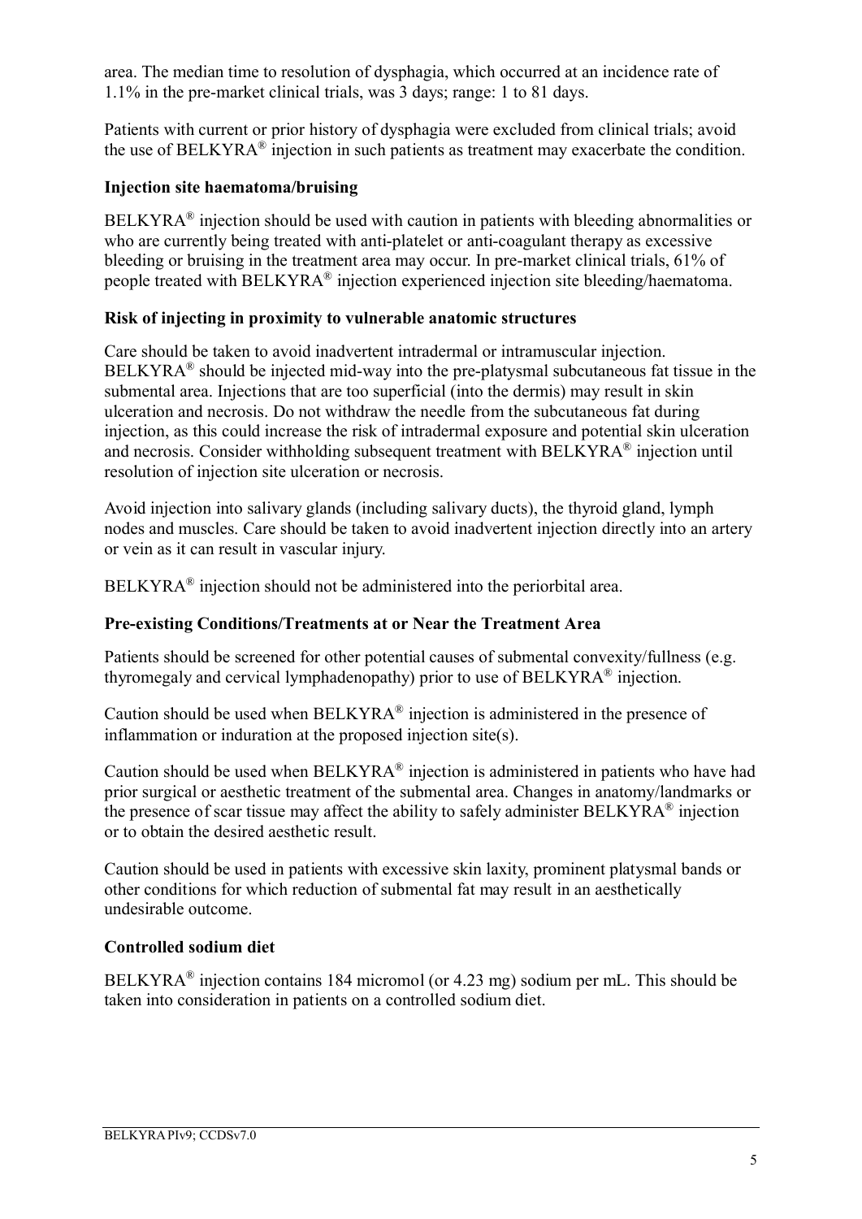area. The median time to resolution of dysphagia, which occurred at an incidence rate of 1.1% in the pre-market clinical trials, was 3 days; range: 1 to 81 days.

Patients with current or prior history of dysphagia were excluded from clinical trials; avoid the use of BELKYRA® injection in such patients as treatment may exacerbate the condition.

**Injection site haematoma/bruising**

BELKYRA® injection should be used with caution in patients with bleeding abnormalities or who are currently being treated with anti-platelet or anti-coagulant therapy as excessive bleeding or bruising in the treatment area may occur. In pre-market clinical trials, 61% of people treated with BELKYRA® injection experienced injection site bleeding/haematoma.

**Risk of injecting in proximity to vulnerable anatomic structures**

Care should be taken to avoid inadvertent intradermal or intramuscular injection. BELKYRA® should be injected mid-way into the pre-platysmal subcutaneous fat tissue in the submental area. Injections that are too superficial (into the dermis) may result in skin ulceration and necrosis. Do not withdraw the needle from the subcutaneous fat during injection, as this could increase the risk of intradermal exposure and potential skin ulceration and necrosis. Consider withholding subsequent treatment with BELKYRA® injection until resolution of injection site ulceration or necrosis.

Avoid injection into salivary glands (including salivary ducts), the thyroid gland, lymph nodes and muscles. Care should be taken to avoid inadvertent injection directly into an artery or vein as it can result in vascular injury.

BELKYRA® injection should not be administered into the periorbital area.

**Pre-existing Conditions/Treatments at or Near the Treatment Area**

Patients should be screened for other potential causes of submental convexity/fullness (e.g. thyromegaly and cervical lymphadenopathy) prior to use of BELKYRA® injection.

Caution should be used when BELKYRA® injection is administered in the presence of inflammation or induration at the proposed injection site(s).

Caution should be used when BELKYRA® injection is administered in patients who have had prior surgical or aesthetic treatment of the submental area. Changes in anatomy/landmarks or the presence of scar tissue may affect the ability to safely administer BELKYRA® injection or to obtain the desired aesthetic result.

Caution should be used in patients with excessive skin laxity, prominent platysmal bands or other conditions for which reduction of submental fat may result in an aesthetically undesirable outcome.

**Controlled sodium diet**

BELKYRA® injection contains 184 micromol (or 4.23 mg) sodium per mL. This should be taken into consideration in patients on a controlled sodium diet.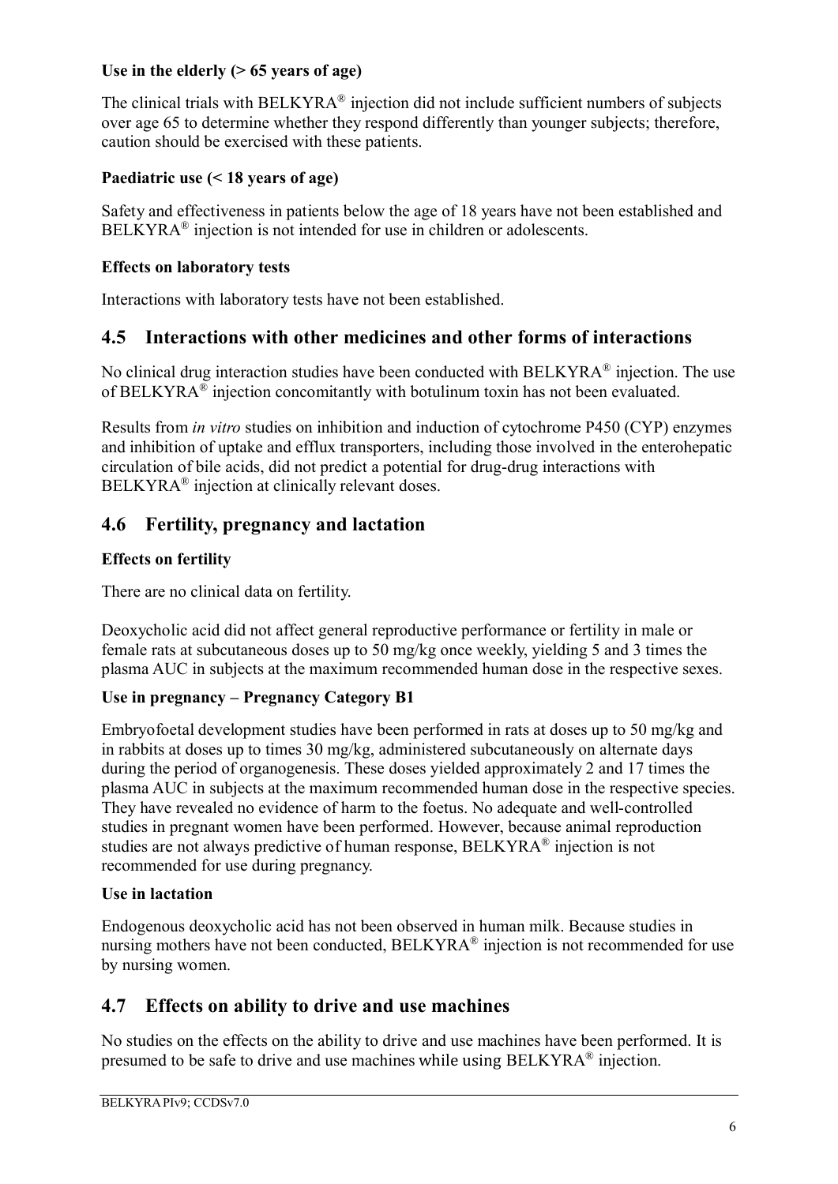**Use in the elderly (> 65 years of age)**

The clinical trials with BELKYRA® injection did not include sufficient numbers of subjects over age 65 to determine whether they respond differently than younger subjects; therefore, caution should be exercised with these patients.

**Paediatric use (< 18 years of age)**

Safety and effectiveness in patients below the age of 18 years have not been established and BELKYRA® injection is not intended for use in children or adolescents.

**Effects on laboratory tests**

Interactions with laboratory tests have not been established.

## 4.5 Interactions with other medicines and other forms of interactions

No clinical drug interaction studies have been conducted with BELKYRA® injection. The use of BELKYRA® injection concomitantly with botulinum toxin has not been evaluated.

Results from *in vitro* studies on inhibition and induction of cytochrome P450 (CYP) enzymes and inhibition of uptake and efflux transporters, including those involved in the enterohepatic circulation of bile acids, did not predict a potential for drug-drug interactions with BELKYRA® injection at clinically relevant doses.

## 4.6 Fertility, pregnancy and lactation

**Effects on fertility**

There are no clinical data on fertility.

Deoxycholic acid did not affect general reproductive performance or fertility in male or female rats at subcutaneous doses up to 50 mg/kg once weekly, yielding 5 and 3 times the plasma AUC in subjects at the maximum recommended human dose in the respective sexes.

**Use in pregnancy – Pregnancy Category B1**

Embryofoetal development studies have been performed in rats at doses up to 50 mg/kg and in rabbits at doses up to times 30 mg/kg, administered subcutaneously on alternate days during the period of organogenesis. These doses yielded approximately 2 and 17 times the plasma AUC in subjects at the maximum recommended human dose in the respective species. They have revealed no evidence of harm to the foetus. No adequate and well-controlled studies in pregnant women have been performed. However, because animal reproduction studies are not always predictive of human response, BELKYRA® injection is not recommended for use during pregnancy.

**Use in lactation**

Endogenous deoxycholic acid has not been observed in human milk. Because studies in nursing mothers have not been conducted, BELKYRA® injection is not recommended for use by nursing women.

## 4.7 Effects on ability to drive and use machines

No studies on the effects on the ability to drive and use machines have been performed. It is presumed to be safe to drive and use machines while using BELKYRA® injection.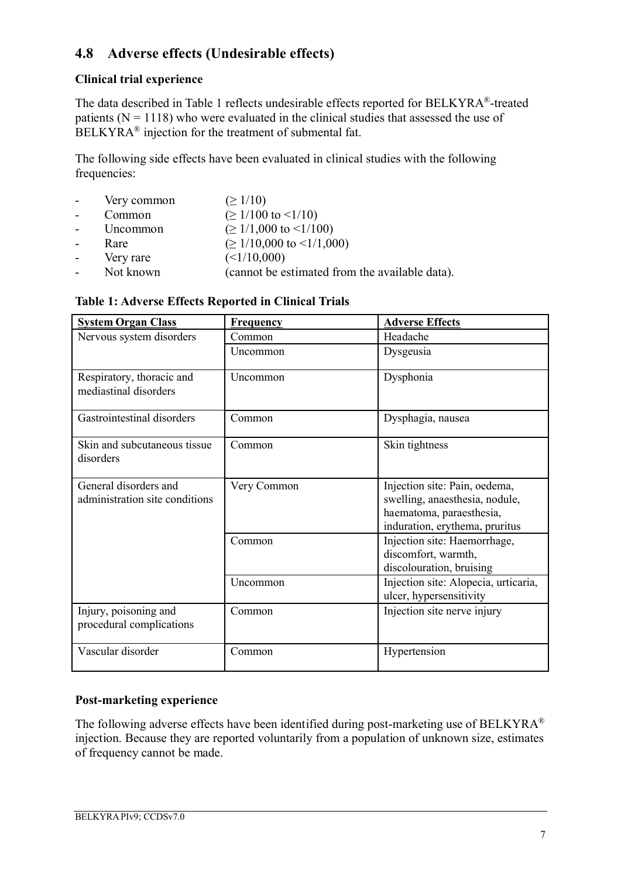## 4.8 Adverse effects (Undesirable effects)

### Clinical trial experience

The data described in Table 1 reflects undesirable effects reported for BELKYRA®-treated patients (N = 1118) who were evaluated in the clinical studies that assessed the use of BELKYRA® injection for the treatment of submental fat.

The following side effects have been evaluated in clinical studies with the following frequencies:

- Very common (≥ 1/10)
- Common (≥ 1/100 to <1/10)
- Uncommon (≥ 1/1,000 to <1/100)
- Rare (≥ 1/10,000 to <1/1,000)
- Very rare (<1/10,000)
- Not known (cannot be estimated from the available data).

**Table 1: Adverse Effects Reported in Clinical Trials**

| System Organ Class | Frequency | Adverse Effects |
|---|---|---|
| Nervous system disorders | Common | Headache |
| | Uncommon | Dysgeusia |
| Respiratory, thoracic and mediastinal disorders | Uncommon | Dysphonia |
| Gastrointestinal disorders | Common | Dysphagia, nausea |
| Skin and subcutaneous tissue disorders | Common | Skin tightness |
| General disorders and administration site conditions | Very Common | Injection site: Pain, oedema, swelling, anaesthesia, nodule, haematoma, paraesthesia, induration, erythema, pruritus |
| | Common | Injection site: Haemorrhage, discomfort, warmth, discolouration, bruising |
| | Uncommon | Injection site: Alopecia, urticaria, ulcer, hypersensitivity |
| Injury, poisoning and procedural complications | Common | Injection site nerve injury |
| Vascular disorder | Common | Hypertension |

### Post-marketing experience

The following adverse effects have been identified during post-marketing use of BELKYRA® injection. Because they are reported voluntarily from a population of unknown size, estimates of frequency cannot be made.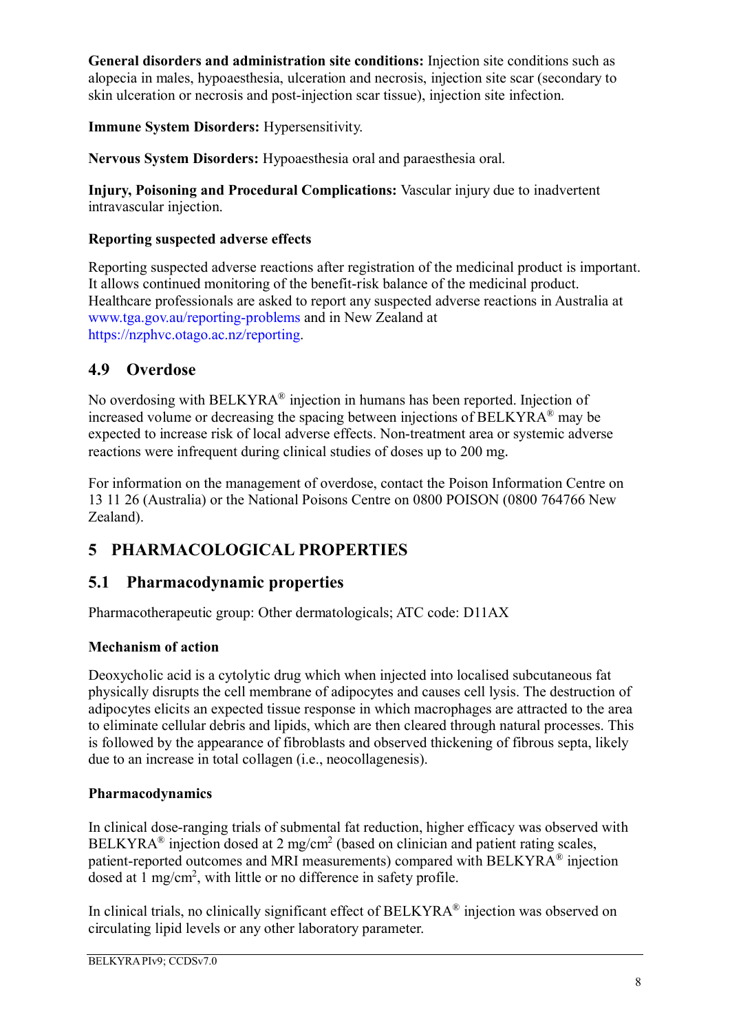**General disorders and administration site conditions:** Injection site conditions such as alopecia in males, hypoaesthesia, ulceration and necrosis, injection site scar (secondary to skin ulceration or necrosis and post-injection scar tissue), injection site infection.

**Immune System Disorders:** Hypersensitivity.

**Nervous System Disorders:** Hypoaesthesia oral and paraesthesia oral.

**Injury, Poisoning and Procedural Complications:** Vascular injury due to inadvertent intravascular injection.

**Reporting suspected adverse effects**

Reporting suspected adverse reactions after registration of the medicinal product is important. It allows continued monitoring of the benefit-risk balance of the medicinal product. Healthcare professionals are asked to report any suspected adverse reactions in Australia at www.tga.gov.au/reporting-problems and in New Zealand at https://nzphvc.otago.ac.nz/reporting.

## 4.9 Overdose

No overdosing with BELKYRA® injection in humans has been reported. Injection of increased volume or decreasing the spacing between injections of BELKYRA® may be expected to increase risk of local adverse effects. Non-treatment area or systemic adverse reactions were infrequent during clinical studies of doses up to 200 mg.

For information on the management of overdose, contact the Poison Information Centre on 13 11 26 (Australia) or the National Poisons Centre on 0800 POISON (0800 764766 New Zealand).

# 5 PHARMACOLOGICAL PROPERTIES

## 5.1 Pharmacodynamic properties

Pharmacotherapeutic group: Other dermatologicals; ATC code: D11AX

**Mechanism of action**

Deoxycholic acid is a cytolytic drug which when injected into localised subcutaneous fat physically disrupts the cell membrane of adipocytes and causes cell lysis. The destruction of adipocytes elicits an expected tissue response in which macrophages are attracted to the area to eliminate cellular debris and lipids, which are then cleared through natural processes. This is followed by the appearance of fibroblasts and observed thickening of fibrous septa, likely due to an increase in total collagen (i.e., neocollagenesis).

**Pharmacodynamics**

In clinical dose-ranging trials of submental fat reduction, higher efficacy was observed with BELKYRA® injection dosed at 2 mg/cm$^2$ (based on clinician and patient rating scales, patient-reported outcomes and MRI measurements) compared with BELKYRA® injection dosed at 1 mg/cm$^2$, with little or no difference in safety profile.

In clinical trials, no clinically significant effect of BELKYRA® injection was observed on circulating lipid levels or any other laboratory parameter.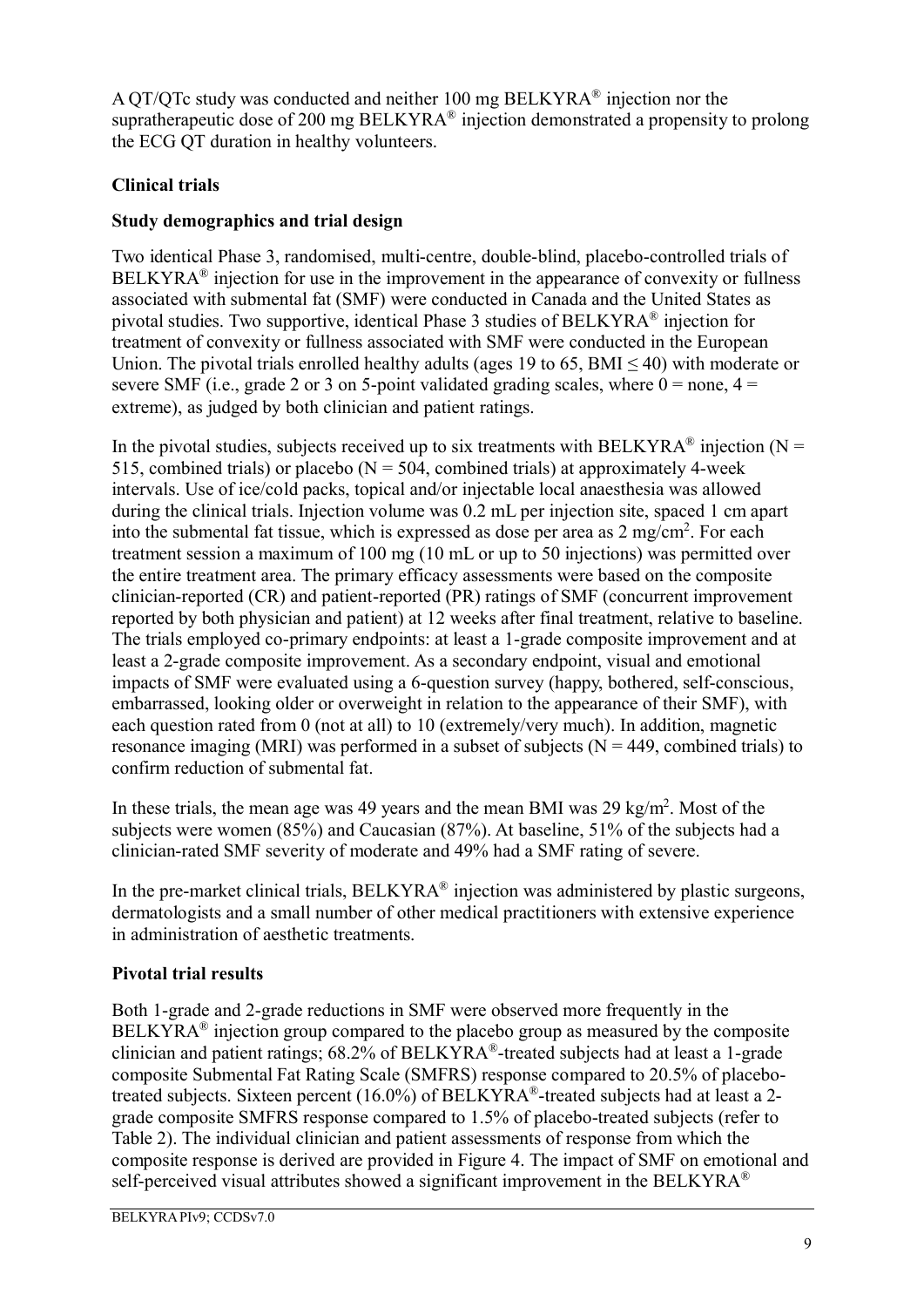A QT/QTc study was conducted and neither 100 mg BELKYRA® injection nor the supratherapeutic dose of 200 mg BELKYRA® injection demonstrated a propensity to prolong the ECG QT duration in healthy volunteers.

### Clinical trials

### Study demographics and trial design

Two identical Phase 3, randomised, multi-centre, double-blind, placebo-controlled trials of BELKYRA® injection for use in the improvement in the appearance of convexity or fullness associated with submental fat (SMF) were conducted in Canada and the United States as pivotal studies. Two supportive, identical Phase 3 studies of BELKYRA® injection for treatment of convexity or fullness associated with SMF were conducted in the European Union. The pivotal trials enrolled healthy adults (ages 19 to 65, BMI ≤ 40) with moderate or severe SMF (i.e., grade 2 or 3 on 5-point validated grading scales, where 0 = none, 4 = extreme), as judged by both clinician and patient ratings.

In the pivotal studies, subjects received up to six treatments with BELKYRA® injection (N = 515, combined trials) or placebo (N = 504, combined trials) at approximately 4-week intervals. Use of ice/cold packs, topical and/or injectable local anaesthesia was allowed during the clinical trials. Injection volume was 0.2 mL per injection site, spaced 1 cm apart into the submental fat tissue, which is expressed as dose per area as 2 mg/cm$^2$. For each treatment session a maximum of 100 mg (10 mL or up to 50 injections) was permitted over the entire treatment area. The primary efficacy assessments were based on the composite clinician-reported (CR) and patient-reported (PR) ratings of SMF (concurrent improvement reported by both physician and patient) at 12 weeks after final treatment, relative to baseline. The trials employed co-primary endpoints: at least a 1-grade composite improvement and at least a 2-grade composite improvement. As a secondary endpoint, visual and emotional impacts of SMF were evaluated using a 6-question survey (happy, bothered, self-conscious, embarrassed, looking older or overweight in relation to the appearance of their SMF), with each question rated from 0 (not at all) to 10 (extremely/very much). In addition, magnetic resonance imaging (MRI) was performed in a subset of subjects (N = 449, combined trials) to confirm reduction of submental fat.

In these trials, the mean age was 49 years and the mean BMI was 29 kg/m$^2$. Most of the subjects were women (85%) and Caucasian (87%). At baseline, 51% of the subjects had a clinician-rated SMF severity of moderate and 49% had a SMF rating of severe.

In the pre-market clinical trials, BELKYRA® injection was administered by plastic surgeons, dermatologists and a small number of other medical practitioners with extensive experience in administration of aesthetic treatments.

### Pivotal trial results

Both 1-grade and 2-grade reductions in SMF were observed more frequently in the BELKYRA® injection group compared to the placebo group as measured by the composite clinician and patient ratings; 68.2% of BELKYRA®-treated subjects had at least a 1-grade composite Submental Fat Rating Scale (SMFRS) response compared to 20.5% of placebo-treated subjects. Sixteen percent (16.0%) of BELKYRA®-treated subjects had at least a 2-grade composite SMFRS response compared to 1.5% of placebo-treated subjects (refer to Table 2). The individual clinician and patient assessments of response from which the composite response is derived are provided in Figure 4. The impact of SMF on emotional and self-perceived visual attributes showed a significant improvement in the BELKYRA®

BELKYRA PIv9; CCDSv7.0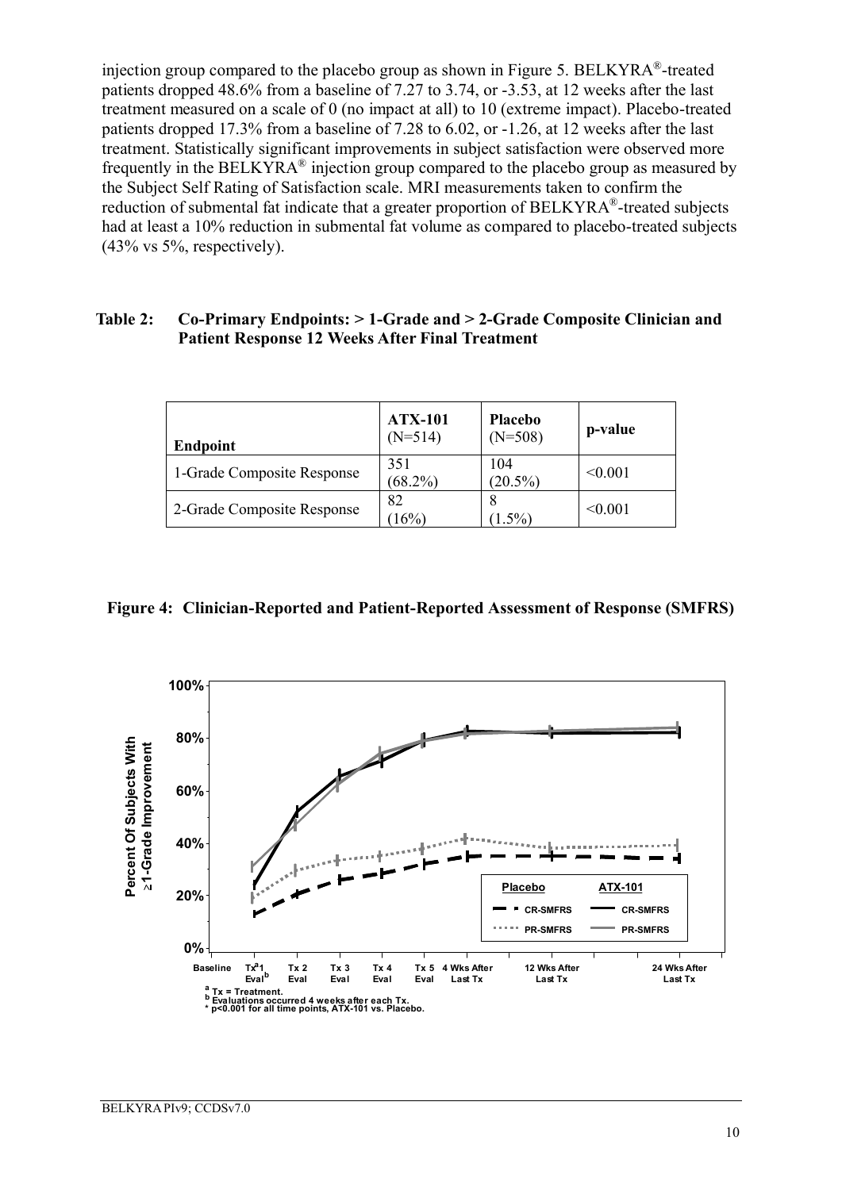injection group compared to the placebo group as shown in Figure 5. BELKYRA®-treated patients dropped 48.6% from a baseline of 7.27 to 3.74, or -3.53, at 12 weeks after the last treatment measured on a scale of 0 (no impact at all) to 10 (extreme impact). Placebo-treated patients dropped 17.3% from a baseline of 7.28 to 6.02, or -1.26, at 12 weeks after the last treatment. Statistically significant improvements in subject satisfaction were observed more frequently in the BELKYRA® injection group compared to the placebo group as measured by the Subject Self Rating of Satisfaction scale. MRI measurements taken to confirm the reduction of submental fat indicate that a greater proportion of BELKYRA®-treated subjects had at least a 10% reduction in submental fat volume as compared to placebo-treated subjects (43% vs 5%, respectively).

**Table 2: Co-Primary Endpoints: > 1-Grade and > 2-Grade Composite Clinician and Patient Response 12 Weeks After Final Treatment**

| Endpoint | ATX-101 (N=514) | Placebo (N=508) | p-value |
|---|---|---|---|
| 1-Grade Composite Response | 351 (68.2%) | 104 (20.5%) | <0.001 |
| 2-Grade Composite Response | 82 (16%) | 8 (1.5%) | <0.001 |

**Figure 4: Clinician-Reported and Patient-Reported Assessment of Response (SMFRS)**

Percent Of Subjects With ≥1-Grade Improvement

Baseline, Tx[a] 1 Eval[b], Tx 2 Eval, Tx 3 Eval, Tx 4 Eval, Tx 5 Eval, 4 Wks After Last Tx, 12 Wks After Last Tx, 24 Wks After Last Tx

Placebo: CR-SMFRS, PR-SMFRS; ATX-101: CR-SMFRS, PR-SMFRS

[a] Tx = Treatment.
[b] Evaluations occurred 4 weeks after each Tx.
* p<0.001 for all time points, ATX-101 vs. Placebo.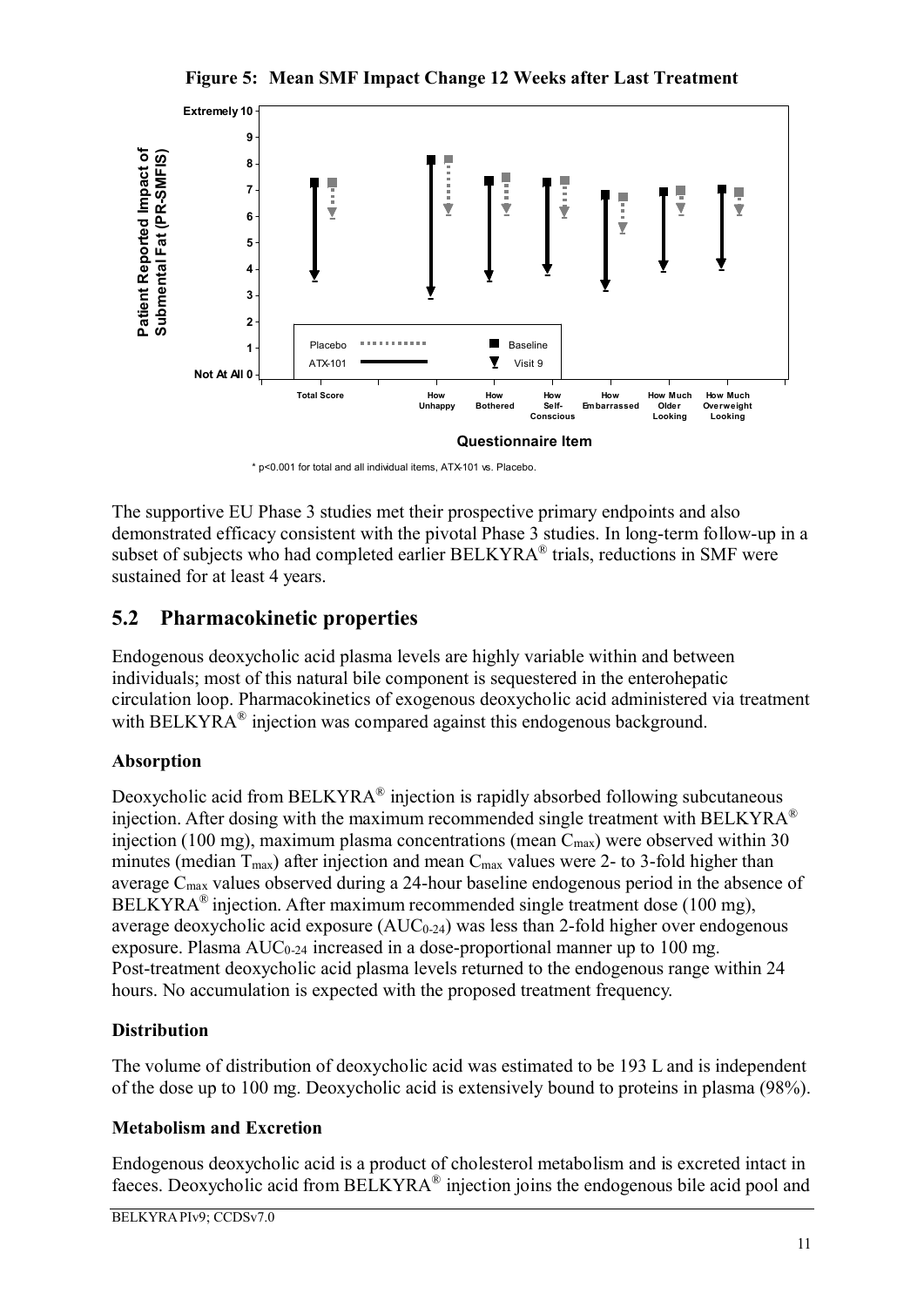**Figure 5: Mean SMF Impact Change 12 Weeks after Last Treatment**

\* p<0.001 for total and all individual items, ATX-101 vs. Placebo.

The supportive EU Phase 3 studies met their prospective primary endpoints and also demonstrated efficacy consistent with the pivotal Phase 3 studies. In long-term follow-up in a subset of subjects who had completed earlier BELKYRA® trials, reductions in SMF were sustained for at least 4 years.

## 5.2 Pharmacokinetic properties

Endogenous deoxycholic acid plasma levels are highly variable within and between individuals; most of this natural bile component is sequestered in the enterohepatic circulation loop. Pharmacokinetics of exogenous deoxycholic acid administered via treatment with BELKYRA® injection was compared against this endogenous background.

### Absorption

Deoxycholic acid from BELKYRA® injection is rapidly absorbed following subcutaneous injection. After dosing with the maximum recommended single treatment with BELKYRA® injection (100 mg), maximum plasma concentrations (mean $C_{max}$) were observed within 30 minutes (median $T_{max}$) after injection and mean $C_{max}$ values were 2- to 3-fold higher than average $C_{max}$ values observed during a 24-hour baseline endogenous period in the absence of BELKYRA® injection. After maximum recommended single treatment dose (100 mg), average deoxycholic acid exposure ($AUC_{0\text{-}24}$) was less than 2-fold higher over endogenous exposure. Plasma $AUC_{0\text{-}24}$ increased in a dose-proportional manner up to 100 mg. Post-treatment deoxycholic acid plasma levels returned to the endogenous range within 24 hours. No accumulation is expected with the proposed treatment frequency.

### Distribution

The volume of distribution of deoxycholic acid was estimated to be 193 L and is independent of the dose up to 100 mg. Deoxycholic acid is extensively bound to proteins in plasma (98%).

### Metabolism and Excretion

Endogenous deoxycholic acid is a product of cholesterol metabolism and is excreted intact in faeces. Deoxycholic acid from BELKYRA® injection joins the endogenous bile acid pool and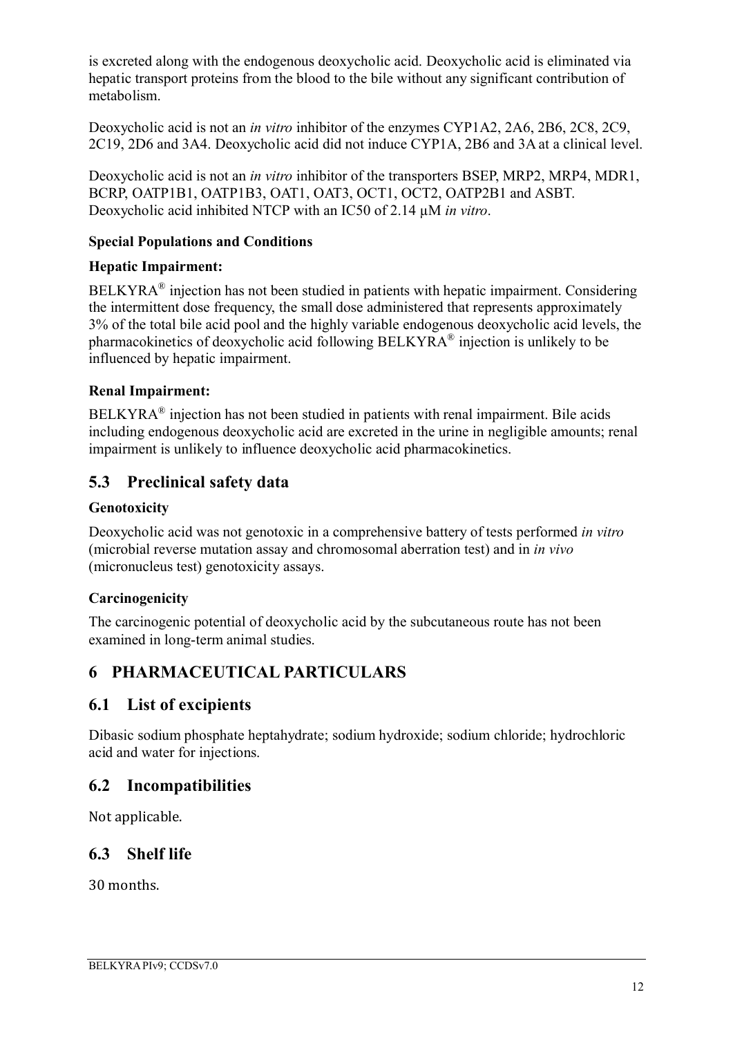is excreted along with the endogenous deoxycholic acid. Deoxycholic acid is eliminated via hepatic transport proteins from the blood to the bile without any significant contribution of metabolism.

Deoxycholic acid is not an *in vitro* inhibitor of the enzymes CYP1A2, 2A6, 2B6, 2C8, 2C9, 2C19, 2D6 and 3A4. Deoxycholic acid did not induce CYP1A, 2B6 and 3A at a clinical level.

Deoxycholic acid is not an *in vitro* inhibitor of the transporters BSEP, MRP2, MRP4, MDR1, BCRP, OATP1B1, OATP1B3, OAT1, OAT3, OCT1, OCT2, OATP2B1 and ASBT. Deoxycholic acid inhibited NTCP with an IC50 of 2.14 µM *in vitro*.

**Special Populations and Conditions**

**Hepatic Impairment:**

BELKYRA® injection has not been studied in patients with hepatic impairment. Considering the intermittent dose frequency, the small dose administered that represents approximately 3% of the total bile acid pool and the highly variable endogenous deoxycholic acid levels, the pharmacokinetics of deoxycholic acid following BELKYRA® injection is unlikely to be influenced by hepatic impairment.

**Renal Impairment:**

BELKYRA® injection has not been studied in patients with renal impairment. Bile acids including endogenous deoxycholic acid are excreted in the urine in negligible amounts; renal impairment is unlikely to influence deoxycholic acid pharmacokinetics.

## 5.3 Preclinical safety data

**Genotoxicity**

Deoxycholic acid was not genotoxic in a comprehensive battery of tests performed *in vitro* (microbial reverse mutation assay and chromosomal aberration test) and in *in vivo* (micronucleus test) genotoxicity assays.

**Carcinogenicity**

The carcinogenic potential of deoxycholic acid by the subcutaneous route has not been examined in long-term animal studies.

# 6 PHARMACEUTICAL PARTICULARS

## 6.1 List of excipients

Dibasic sodium phosphate heptahydrate; sodium hydroxide; sodium chloride; hydrochloric acid and water for injections.

## 6.2 Incompatibilities

Not applicable.

## 6.3 Shelf life

30 months.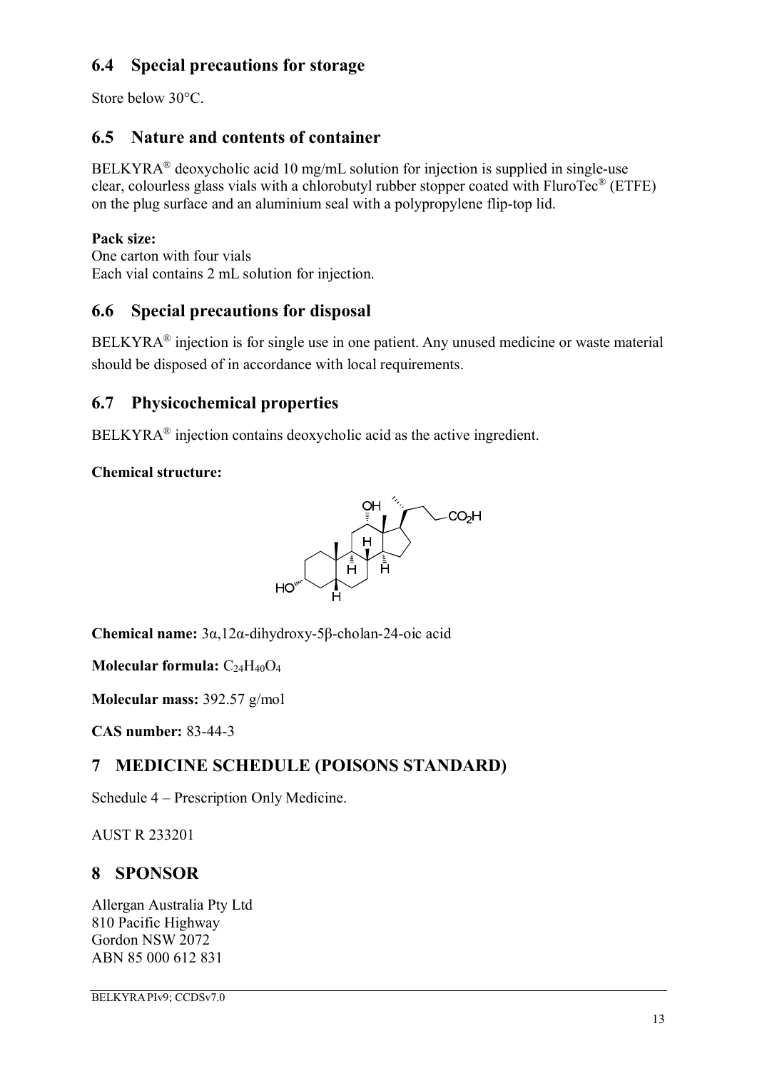## 6.4 Special precautions for storage

Store below 30°C.

## 6.5 Nature and contents of container

BELKYRA® deoxycholic acid 10 mg/mL solution for injection is supplied in single-use clear, colourless glass vials with a chlorobutyl rubber stopper coated with FluroTec® (ETFE) on the plug surface and an aluminium seal with a polypropylene flip-top lid.

**Pack size:**
One carton with four vials
Each vial contains 2 mL solution for injection.

## 6.6 Special precautions for disposal

BELKYRA® injection is for single use in one patient. Any unused medicine or waste material should be disposed of in accordance with local requirements.

## 6.7 Physicochemical properties

BELKYRA® injection contains deoxycholic acid as the active ingredient.

**Chemical structure:**

**Chemical name:** 3α,12α-dihydroxy-5β-cholan-24-oic acid

**Molecular formula:** $C_{24}H_{40}O_4$

**Molecular mass:** 392.57 g/mol

**CAS number:** 83-44-3

# 7 MEDICINE SCHEDULE (POISONS STANDARD)

Schedule 4 – Prescription Only Medicine.

AUST R 233201

# 8 SPONSOR

Allergan Australia Pty Ltd
810 Pacific Highway
Gordon NSW 2072
ABN 85 000 612 831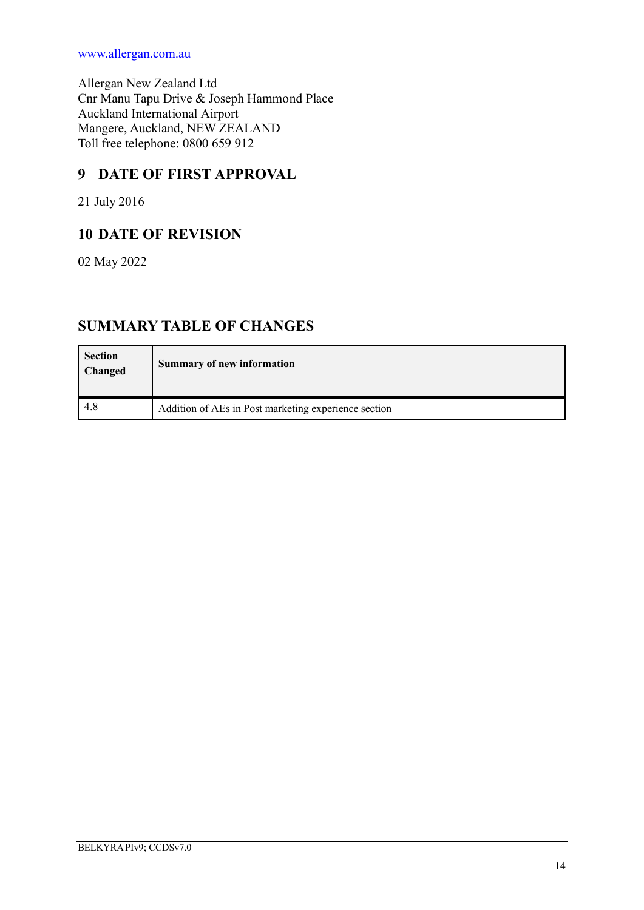www.allergan.com.au

Allergan New Zealand Ltd
Cnr Manu Tapu Drive & Joseph Hammond Place
Auckland International Airport
Mangere, Auckland, NEW ZEALAND
Toll free telephone: 0800 659 912

## 9 DATE OF FIRST APPROVAL

21 July 2016

## 10 DATE OF REVISION

02 May 2022

## SUMMARY TABLE OF CHANGES

| Section Changed | Summary of new information |
|---|---|
| 4.8 | Addition of AEs in Post marketing experience section |

BELKYRA PIv9; CCDSv7.0